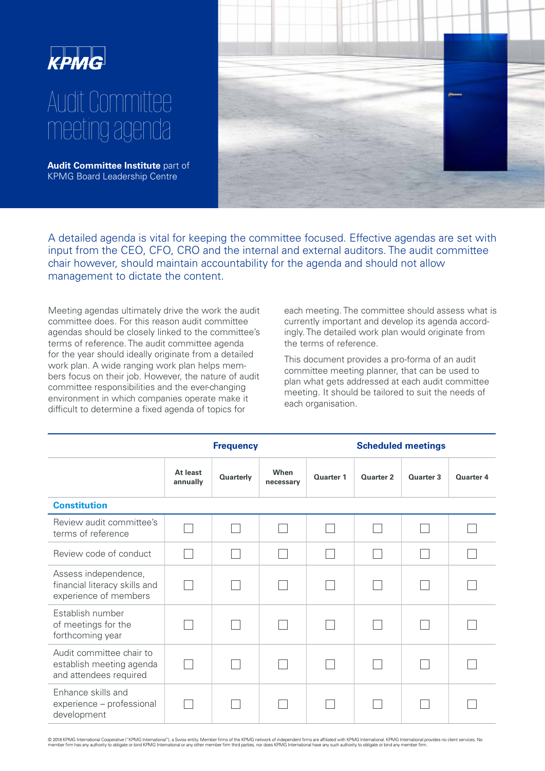KPMG

# Audit Committee meeting agenda

**Audit Committee Institute** part of KPMG Board Leadership Centre

A detailed agenda is vital for keeping the committee focused. Effective agendas are set with input from the CEO, CFO, CRO and the internal and external auditors. The audit committee chair however, should maintain accountability for the agenda and should not allow management to dictate the content.

Meeting agendas ultimately drive the work the audit committee does. For this reason audit committee agendas should be closely linked to the committee's terms of reference. The audit committee agenda for the year should ideally originate from a detailed work plan. A wide ranging work plan helps members focus on their job. However, the nature of audit committee responsibilities and the ever-changing environment in which companies operate make it difficult to determine a fixed agenda of topics for each meeting. The committee should assess what is currently important and develop its agenda accordingly. The detailed work plan would originate from the terms of reference.

This document provides a pro-forma of an audit committee meeting planner, that can be used to plan what gets addressed at each audit committee meeting. It should be tailored to suit the needs of each organisation.

| | Frequency | | | Scheduled meetings | | | |
|---|---|---|---|---|---|---|---|
| | At least annually | Quarterly | When necessary | Quarter 1 | Quarter 2 | Quarter 3 | Quarter 4 |
| **Constitution** | | | | | | | |
| Review audit committee's terms of reference | ☐ | ☐ | ☐ | ☐ | ☐ | ☐ | ☐ |
| Review code of conduct | ☐ | ☐ | ☐ | ☐ | ☐ | ☐ | ☐ |
| Assess independence, financial literacy skills and experience of members | ☐ | ☐ | ☐ | ☐ | ☐ | ☐ | ☐ |
| Establish number of meetings for the forthcoming year | ☐ | ☐ | ☐ | ☐ | ☐ | ☐ | ☐ |
| Audit committee chair to establish meeting agenda and attendees required | ☐ | ☐ | ☐ | ☐ | ☐ | ☐ | ☐ |
| Enhance skills and experience – professional development | ☐ | ☐ | ☐ | ☐ | ☐ | ☐ | ☐ |

© 2018 KPMG International Cooperative ("KPMG International"), a Swiss entity. Member firms of the KPMG network of independent firms are affiliated with KPMG International. KPMG International provides no client services. No member firm has any authority to obligate or bind KPMG International or any other member firm third parties, nor does KPMG International have any such authority to obligate or bind any member firm.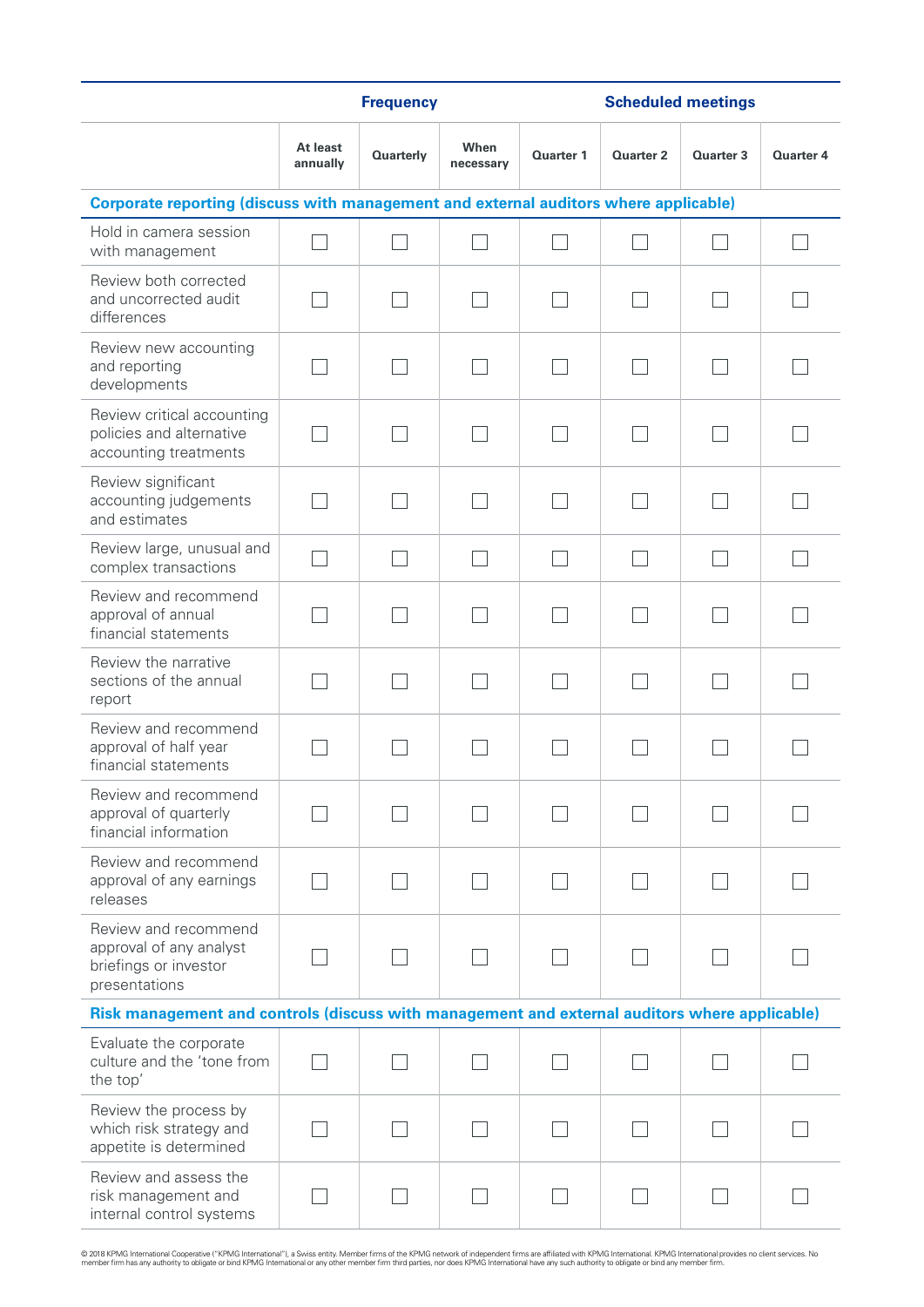| | Frequency | | | Scheduled meetings | | | |
|---|---|---|---|---|---|---|---|
| | At least annually | Quarterly | When necessary | Quarter 1 | Quarter 2 | Quarter 3 | Quarter 4 |
| **Corporate reporting (discuss with management and external auditors where applicable)** | | | | | | | |
| Hold in camera session with management | ☐ | ☐ | ☐ | ☐ | ☐ | ☐ | ☐ |
| Review both corrected and uncorrected audit differences | ☐ | ☐ | ☐ | ☐ | ☐ | ☐ | ☐ |
| Review new accounting and reporting developments | ☐ | ☐ | ☐ | ☐ | ☐ | ☐ | ☐ |
| Review critical accounting policies and alternative accounting treatments | ☐ | ☐ | ☐ | ☐ | ☐ | ☐ | ☐ |
| Review significant accounting judgements and estimates | ☐ | ☐ | ☐ | ☐ | ☐ | ☐ | ☐ |
| Review large, unusual and complex transactions | ☐ | ☐ | ☐ | ☐ | ☐ | ☐ | ☐ |
| Review and recommend approval of annual financial statements | ☐ | ☐ | ☐ | ☐ | ☐ | ☐ | ☐ |
| Review the narrative sections of the annual report | ☐ | ☐ | ☐ | ☐ | ☐ | ☐ | ☐ |
| Review and recommend approval of half year financial statements | ☐ | ☐ | ☐ | ☐ | ☐ | ☐ | ☐ |
| Review and recommend approval of quarterly financial information | ☐ | ☐ | ☐ | ☐ | ☐ | ☐ | ☐ |
| Review and recommend approval of any earnings releases | ☐ | ☐ | ☐ | ☐ | ☐ | ☐ | ☐ |
| Review and recommend approval of any analyst briefings or investor presentations | ☐ | ☐ | ☐ | ☐ | ☐ | ☐ | ☐ |
| **Risk management and controls (discuss with management and external auditors where applicable)** | | | | | | | |
| Evaluate the corporate culture and the 'tone from the top' | ☐ | ☐ | ☐ | ☐ | ☐ | ☐ | ☐ |
| Review the process by which risk strategy and appetite is determined | ☐ | ☐ | ☐ | ☐ | ☐ | ☐ | ☐ |
| Review and assess the risk management and internal control systems | ☐ | ☐ | ☐ | ☐ | ☐ | ☐ | ☐ |

© 2018 KPMG International Cooperative ("KPMG International"), a Swiss entity. Member firms of the KPMG network of independent firms are affiliated with KPMG International. KPMG International provides no client services. No member firm has any authority to obligate or bind KPMG International or any other member firm third parties, nor does KPMG International have any such authority to obligate or bind any member firm.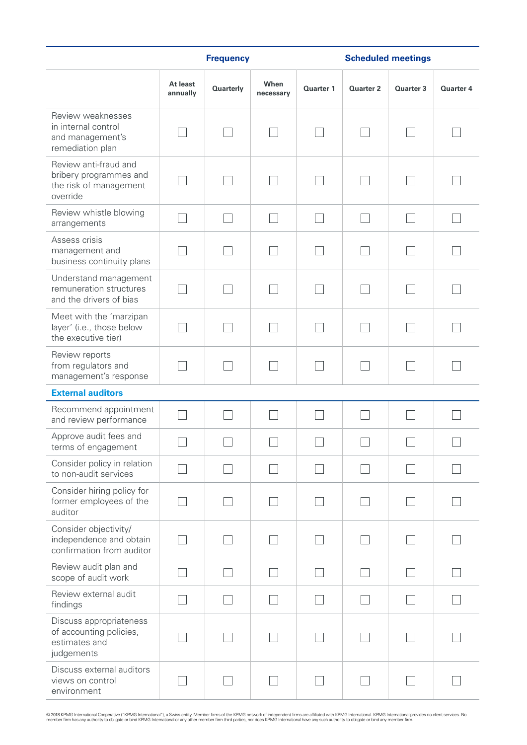| | Frequency | | | Scheduled meetings | | | |
|---|---|---|---|---|---|---|---|
| | At least annually | Quarterly | When necessary | Quarter 1 | Quarter 2 | Quarter 3 | Quarter 4 |
| Review weaknesses in internal control and management's remediation plan | ☐ | ☐ | ☐ | ☐ | ☐ | ☐ | ☐ |
| Review anti-fraud and bribery programmes and the risk of management override | ☐ | ☐ | ☐ | ☐ | ☐ | ☐ | ☐ |
| Review whistle blowing arrangements | ☐ | ☐ | ☐ | ☐ | ☐ | ☐ | ☐ |
| Assess crisis management and business continuity plans | ☐ | ☐ | ☐ | ☐ | ☐ | ☐ | ☐ |
| Understand management remuneration structures and the drivers of bias | ☐ | ☐ | ☐ | ☐ | ☐ | ☐ | ☐ |
| Meet with the 'marzipan layer' (i.e., those below the executive tier) | ☐ | ☐ | ☐ | ☐ | ☐ | ☐ | ☐ |
| Review reports from regulators and management's response | ☐ | ☐ | ☐ | ☐ | ☐ | ☐ | ☐ |
| **External auditors** | | | | | | | |
| Recommend appointment and review performance | ☐ | ☐ | ☐ | ☐ | ☐ | ☐ | ☐ |
| Approve audit fees and terms of engagement | ☐ | ☐ | ☐ | ☐ | ☐ | ☐ | ☐ |
| Consider policy in relation to non-audit services | ☐ | ☐ | ☐ | ☐ | ☐ | ☐ | ☐ |
| Consider hiring policy for former employees of the auditor | ☐ | ☐ | ☐ | ☐ | ☐ | ☐ | ☐ |
| Consider objectivity/ independence and obtain confirmation from auditor | ☐ | ☐ | ☐ | ☐ | ☐ | ☐ | ☐ |
| Review audit plan and scope of audit work | ☐ | ☐ | ☐ | ☐ | ☐ | ☐ | ☐ |
| Review external audit findings | ☐ | ☐ | ☐ | ☐ | ☐ | ☐ | ☐ |
| Discuss appropriateness of accounting policies, estimates and judgements | ☐ | ☐ | ☐ | ☐ | ☐ | ☐ | ☐ |
| Discuss external auditors views on control environment | ☐ | ☐ | ☐ | ☐ | ☐ | ☐ | ☐ |

© 2018 KPMG International Cooperative ("KPMG International"), a Swiss entity. Member firms of the KPMG network of independent firms are affiliated with KPMG International. KPMG International provides no client services. No member firm has any authority to obligate or bind KPMG International or any other member firm third parties, nor does KPMG International have any such authority to obligate or bind any member firm.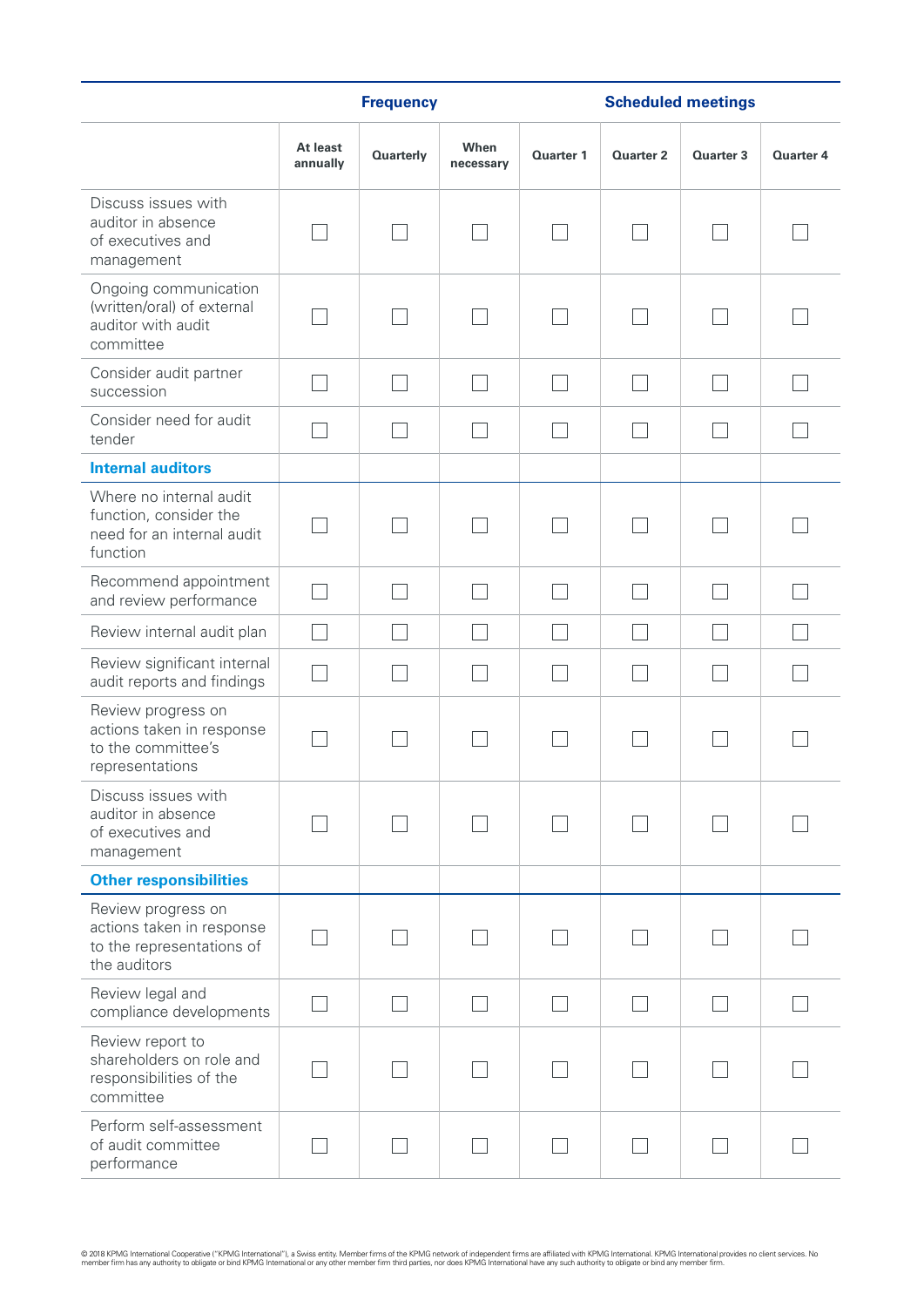| | Frequency | | | Scheduled meetings | | | |
|---|---|---|---|---|---|---|---|
| | At least annually | Quarterly | When necessary | Quarter 1 | Quarter 2 | Quarter 3 | Quarter 4 |
| Discuss issues with auditor in absence of executives and management | ☐ | ☐ | ☐ | ☐ | ☐ | ☐ | ☐ |
| Ongoing communication (written/oral) of external auditor with audit committee | ☐ | ☐ | ☐ | ☐ | ☐ | ☐ | ☐ |
| Consider audit partner succession | ☐ | ☐ | ☐ | ☐ | ☐ | ☐ | ☐ |
| Consider need for audit tender | ☐ | ☐ | ☐ | ☐ | ☐ | ☐ | ☐ |
| **Internal auditors** | | | | | | | |
| Where no internal audit function, consider the need for an internal audit function | ☐ | ☐ | ☐ | ☐ | ☐ | ☐ | ☐ |
| Recommend appointment and review performance | ☐ | ☐ | ☐ | ☐ | ☐ | ☐ | ☐ |
| Review internal audit plan | ☐ | ☐ | ☐ | ☐ | ☐ | ☐ | ☐ |
| Review significant internal audit reports and findings | ☐ | ☐ | ☐ | ☐ | ☐ | ☐ | ☐ |
| Review progress on actions taken in response to the committee's representations | ☐ | ☐ | ☐ | ☐ | ☐ | ☐ | ☐ |
| Discuss issues with auditor in absence of executives and management | ☐ | ☐ | ☐ | ☐ | ☐ | ☐ | ☐ |
| **Other responsibilities** | | | | | | | |
| Review progress on actions taken in response to the representations of the auditors | ☐ | ☐ | ☐ | ☐ | ☐ | ☐ | ☐ |
| Review legal and compliance developments | ☐ | ☐ | ☐ | ☐ | ☐ | ☐ | ☐ |
| Review report to shareholders on role and responsibilities of the committee | ☐ | ☐ | ☐ | ☐ | ☐ | ☐ | ☐ |
| Perform self-assessment of audit committee performance | ☐ | ☐ | ☐ | ☐ | ☐ | ☐ | ☐ |

© 2018 KPMG International Cooperative ("KPMG International"), a Swiss entity. Member firms of the KPMG network of independent firms are affiliated with KPMG International. KPMG International provides no client services. No member firm has any authority to obligate or bind KPMG International or any other member firm third parties, nor does KPMG International have any such authority to obligate or bind any member firm.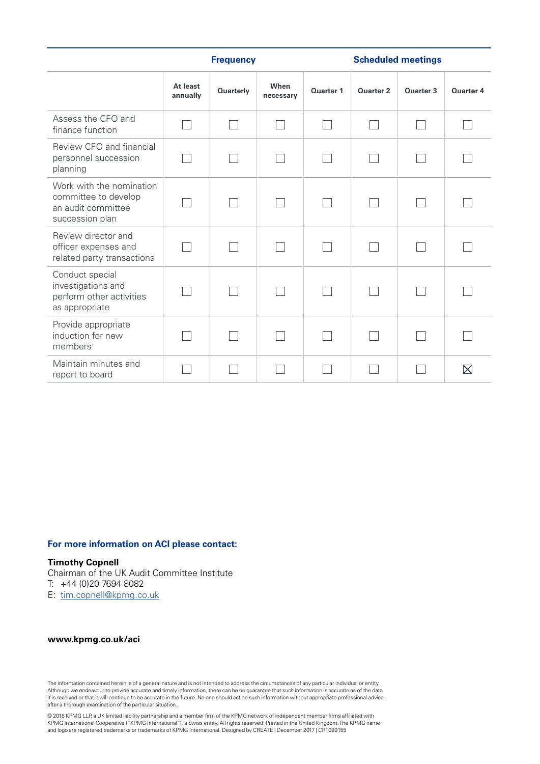| | Frequency | | | Scheduled meetings | | | |
|---|---|---|---|---|---|---|---|
| | At least annually | Quarterly | When necessary | Quarter 1 | Quarter 2 | Quarter 3 | Quarter 4 |
| Assess the CFO and finance function | ☐ | ☐ | ☐ | ☐ | ☐ | ☐ | ☐ |
| Review CFO and financial personnel succession planning | ☐ | ☐ | ☐ | ☐ | ☐ | ☐ | ☐ |
| Work with the nomination committee to develop an audit committee succession plan | ☐ | ☐ | ☐ | ☐ | ☐ | ☐ | ☐ |
| Review director and officer expenses and related party transactions | ☐ | ☐ | ☐ | ☐ | ☐ | ☐ | ☐ |
| Conduct special investigations and perform other activities as appropriate | ☐ | ☐ | ☐ | ☐ | ☐ | ☐ | ☐ |
| Provide appropriate induction for new members | ☐ | ☐ | ☐ | ☐ | ☐ | ☐ | ☐ |
| Maintain minutes and report to board | ☐ | ☐ | ☐ | ☐ | ☐ | ☐ | ☒ |

**For more information on ACI please contact:**

**Timothy Copnell**
Chairman of the UK Audit Committee Institute
T: +44 (0)20 7694 8082
E: tim.copnell@kpmg.co.uk

**www.kpmg.co.uk/aci**

The information contained herein is of a general nature and is not intended to address the circumstances of any particular individual or entity. Although we endeavour to provide accurate and timely information, there can be no guarantee that such information is accurate as of the date it is received or that it will continue to be accurate in the future. No one should act on such information without appropriate professional advice after a thorough examination of the particular situation.

© 2018 KPMG LLP, a UK limited liability partnership and a member firm of the KPMG network of independent member firms affiliated with KPMG International Cooperative ("KPMG International"), a Swiss entity. All rights reserved. Printed in the United Kingdom. The KPMG name and logo are registered trademarks or trademarks of KPMG International. Designed by CREATE | December 2017 | CRT089155